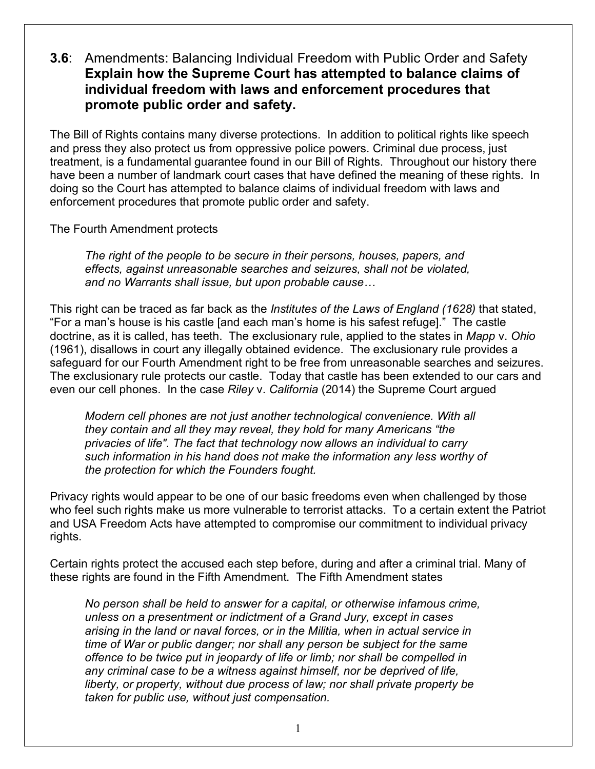## **3.6**: Amendments: Balancing Individual Freedom with Public Order and Safety **Explain how the Supreme Court has attempted to balance claims of individual freedom with laws and enforcement procedures that promote public order and safety.**

The Bill of Rights contains many diverse protections. In addition to political rights like speech and press they also protect us from oppressive police powers. Criminal due process, just treatment, is a fundamental guarantee found in our Bill of Rights. Throughout our history there have been a number of landmark court cases that have defined the meaning of these rights. In doing so the Court has attempted to balance claims of individual freedom with laws and enforcement procedures that promote public order and safety.

The Fourth Amendment protects

> *The right of the people to be secure in their persons, houses, papers, and effects, against unreasonable searches and seizures, shall not be violated, and no Warrants shall issue, but upon probable cause…*

This right can be traced as far back as the *Institutes of the Laws of England (1628)* that stated, "For a man's house is his castle [and each man's home is his safest refuge]." The castle doctrine, as it is called, has teeth. The exclusionary rule, applied to the states in *Mapp* v. *Ohio* (1961), disallows in court any illegally obtained evidence. The exclusionary rule provides a safeguard for our Fourth Amendment right to be free from unreasonable searches and seizures. The exclusionary rule protects our castle. Today that castle has been extended to our cars and even our cell phones. In the case *Riley* v. *California* (2014) the Supreme Court argued

> *Modern cell phones are not just another technological convenience. With all they contain and all they may reveal, they hold for many Americans "the privacies of life". The fact that technology now allows an individual to carry such information in his hand does not make the information any less worthy of the protection for which the Founders fought.*

Privacy rights would appear to be one of our basic freedoms even when challenged by those who feel such rights make us more vulnerable to terrorist attacks. To a certain extent the Patriot and USA Freedom Acts have attempted to compromise our commitment to individual privacy rights.

Certain rights protect the accused each step before, during and after a criminal trial. Many of these rights are found in the Fifth Amendment. The Fifth Amendment states

> *No person shall be held to answer for a capital, or otherwise infamous crime, unless on a presentment or indictment of a Grand Jury, except in cases arising in the land or naval forces, or in the Militia, when in actual service in time of War or public danger; nor shall any person be subject for the same offence to be twice put in jeopardy of life or limb; nor shall be compelled in any criminal case to be a witness against himself, nor be deprived of life, liberty, or property, without due process of law; nor shall private property be taken for public use, without just compensation.*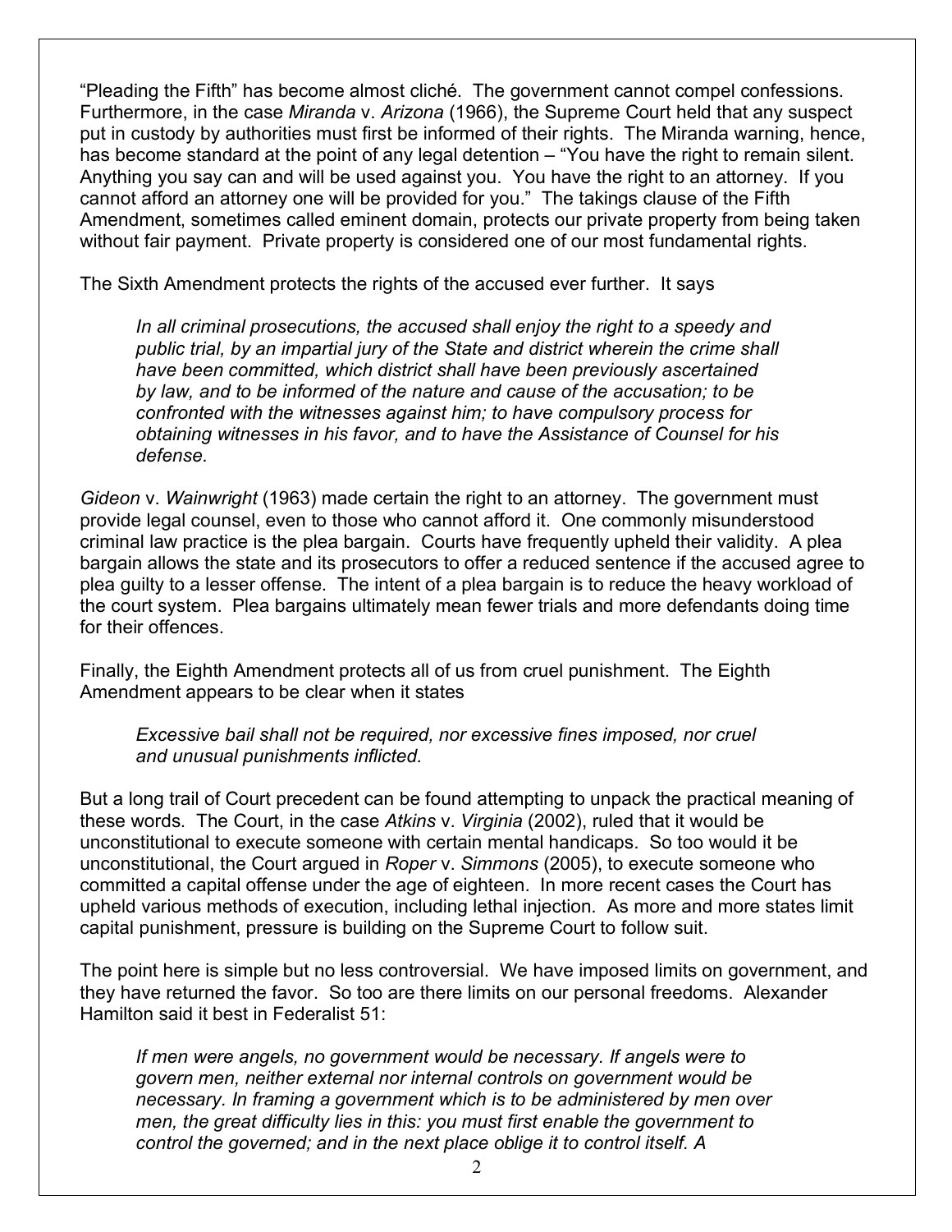"Pleading the Fifth" has become almost cliché. The government cannot compel confessions. Furthermore, in the case *Miranda* v. *Arizona* (1966), the Supreme Court held that any suspect put in custody by authorities must first be informed of their rights. The Miranda warning, hence, has become standard at the point of any legal detention – "You have the right to remain silent. Anything you say can and will be used against you. You have the right to an attorney. If you cannot afford an attorney one will be provided for you." The takings clause of the Fifth Amendment, sometimes called eminent domain, protects our private property from being taken without fair payment. Private property is considered one of our most fundamental rights.

The Sixth Amendment protects the rights of the accused ever further. It says

> *In all criminal prosecutions, the accused shall enjoy the right to a speedy and public trial, by an impartial jury of the State and district wherein the crime shall have been committed, which district shall have been previously ascertained by law, and to be informed of the nature and cause of the accusation; to be confronted with the witnesses against him; to have compulsory process for obtaining witnesses in his favor, and to have the Assistance of Counsel for his defense.*

*Gideon* v. *Wainwright* (1963) made certain the right to an attorney. The government must provide legal counsel, even to those who cannot afford it. One commonly misunderstood criminal law practice is the plea bargain. Courts have frequently upheld their validity. A plea bargain allows the state and its prosecutors to offer a reduced sentence if the accused agree to plea guilty to a lesser offense. The intent of a plea bargain is to reduce the heavy workload of the court system. Plea bargains ultimately mean fewer trials and more defendants doing time for their offences.

Finally, the Eighth Amendment protects all of us from cruel punishment. The Eighth Amendment appears to be clear when it states

> *Excessive bail shall not be required, nor excessive fines imposed, nor cruel and unusual punishments inflicted.*

But a long trail of Court precedent can be found attempting to unpack the practical meaning of these words. The Court, in the case *Atkins* v. *Virginia* (2002), ruled that it would be unconstitutional to execute someone with certain mental handicaps. So too would it be unconstitutional, the Court argued in *Roper* v. *Simmons* (2005), to execute someone who committed a capital offense under the age of eighteen. In more recent cases the Court has upheld various methods of execution, including lethal injection. As more and more states limit capital punishment, pressure is building on the Supreme Court to follow suit.

The point here is simple but no less controversial. We have imposed limits on government, and they have returned the favor. So too are there limits on our personal freedoms. Alexander Hamilton said it best in Federalist 51:

> *If men were angels, no government would be necessary. If angels were to govern men, neither external nor internal controls on government would be necessary. In framing a government which is to be administered by men over men, the great difficulty lies in this: you must first enable the government to control the governed; and in the next place oblige it to control itself. A*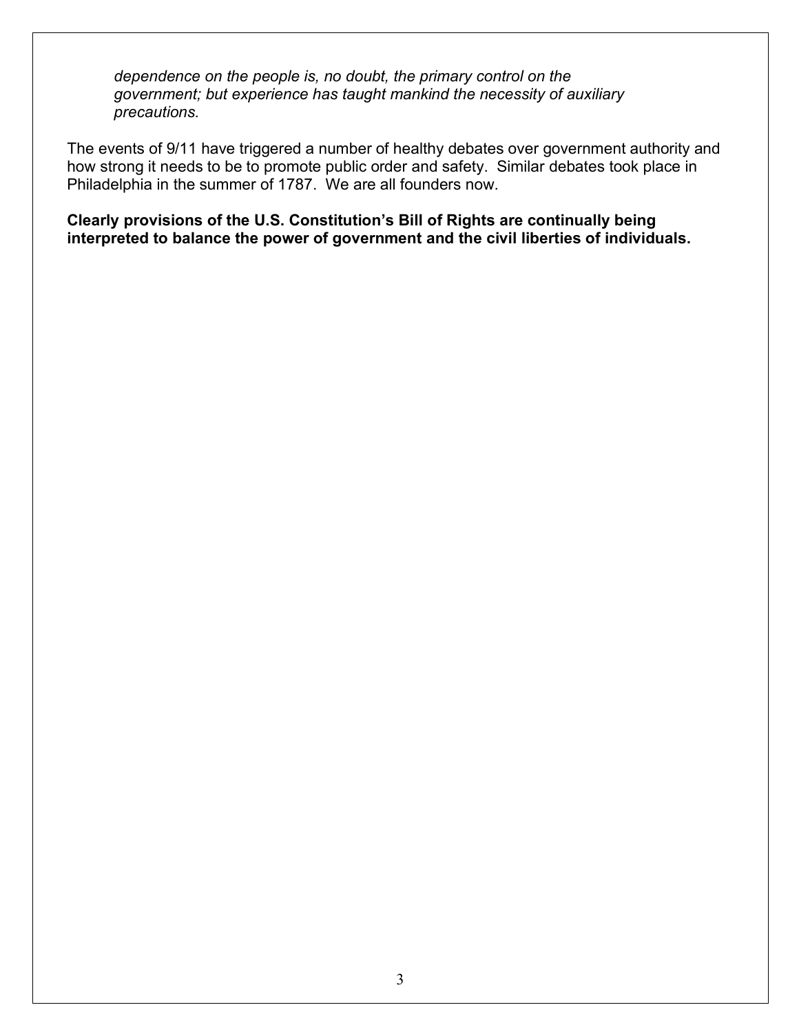*dependence on the people is, no doubt, the primary control on the government; but experience has taught mankind the necessity of auxiliary precautions.*

The events of 9/11 have triggered a number of healthy debates over government authority and how strong it needs to be to promote public order and safety. Similar debates took place in Philadelphia in the summer of 1787. We are all founders now.

**Clearly provisions of the U.S. Constitution's Bill of Rights are continually being interpreted to balance the power of government and the civil liberties of individuals.**